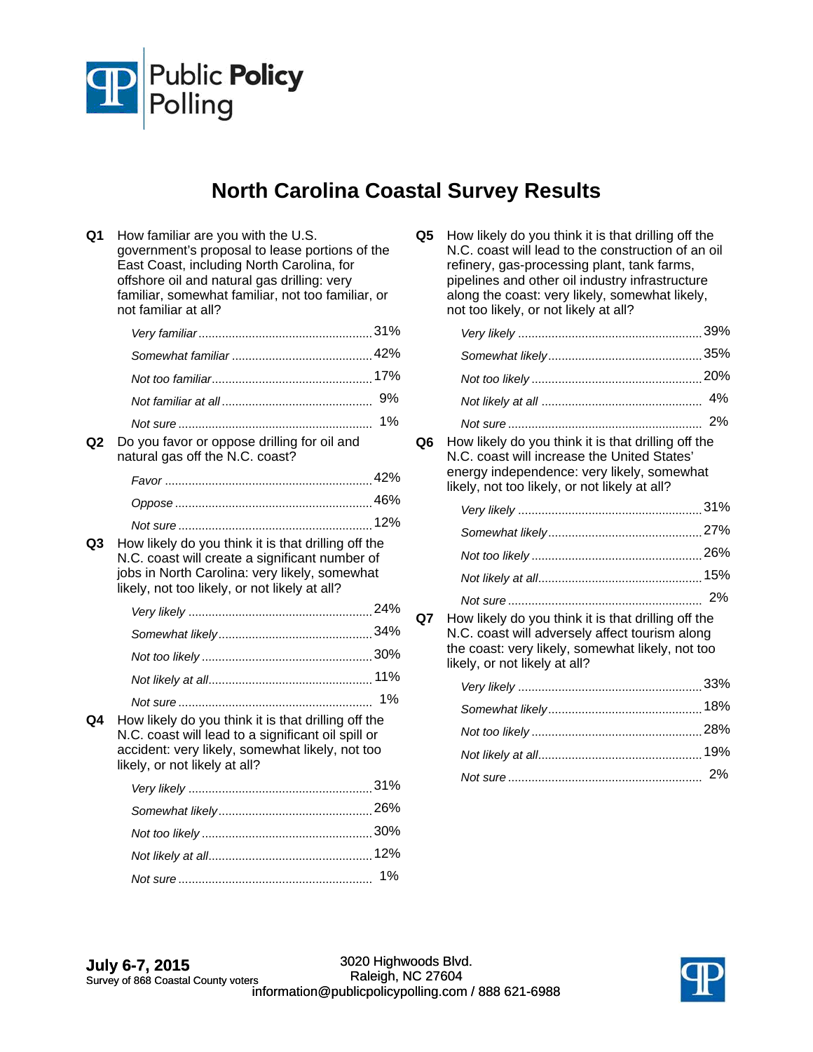Public **Policy** Polling

# North Carolina Coastal Survey Results

**Q1** How familiar are you with the U.S. government's proposal to lease portions of the East Coast, including North Carolina, for offshore oil and natural gas drilling: very familiar, somewhat familiar, not too familiar, or not familiar at all?

| | |
|---|---|
| *Very familiar* | 31% |
| *Somewhat familiar* | 42% |
| *Not too familiar* | 17% |
| *Not familiar at all* | 9% |
| *Not sure* | 1% |

**Q2** Do you favor or oppose drilling for oil and natural gas off the N.C. coast?

| | |
|---|---|
| *Favor* | 42% |
| *Oppose* | 46% |
| *Not sure* | 12% |

**Q3** How likely do you think it is that drilling off the N.C. coast will create a significant number of jobs in North Carolina: very likely, somewhat likely, not too likely, or not likely at all?

| | |
|---|---|
| *Very likely* | 24% |
| *Somewhat likely* | 34% |
| *Not too likely* | 30% |
| *Not likely at all* | 11% |
| *Not sure* | 1% |

**Q4** How likely do you think it is that drilling off the N.C. coast will lead to a significant oil spill or accident: very likely, somewhat likely, not too likely, or not likely at all?

| | |
|---|---|
| *Very likely* | 31% |
| *Somewhat likely* | 26% |
| *Not too likely* | 30% |
| *Not likely at all* | 12% |
| *Not sure* | 1% |

**Q5** How likely do you think it is that drilling off the N.C. coast will lead to the construction of an oil refinery, gas-processing plant, tank farms, pipelines and other oil industry infrastructure along the coast: very likely, somewhat likely, not too likely, or not likely at all?

| | |
|---|---|
| *Very likely* | 39% |
| *Somewhat likely* | 35% |
| *Not too likely* | 20% |
| *Not likely at all* | 4% |
| *Not sure* | 2% |

**Q6** How likely do you think it is that drilling off the N.C. coast will increase the United States' energy independence: very likely, somewhat likely, not too likely, or not likely at all?

| | |
|---|---|
| *Very likely* | 31% |
| *Somewhat likely* | 27% |
| *Not too likely* | 26% |
| *Not likely at all* | 15% |
| *Not sure* | 2% |

**Q7** How likely do you think it is that drilling off the N.C. coast will adversely affect tourism along the coast: very likely, somewhat likely, not too likely, or not likely at all?

| | |
|---|---|
| *Very likely* | 33% |
| *Somewhat likely* | 18% |
| *Not too likely* | 28% |
| *Not likely at all* | 19% |
| *Not sure* | 2% |

**July 6-7, 2015**
Survey of 868 Coastal County voters

3020 Highwoods Blvd.
Raleigh, NC 27604
information@publicpolicypolling.com / 888 621-6988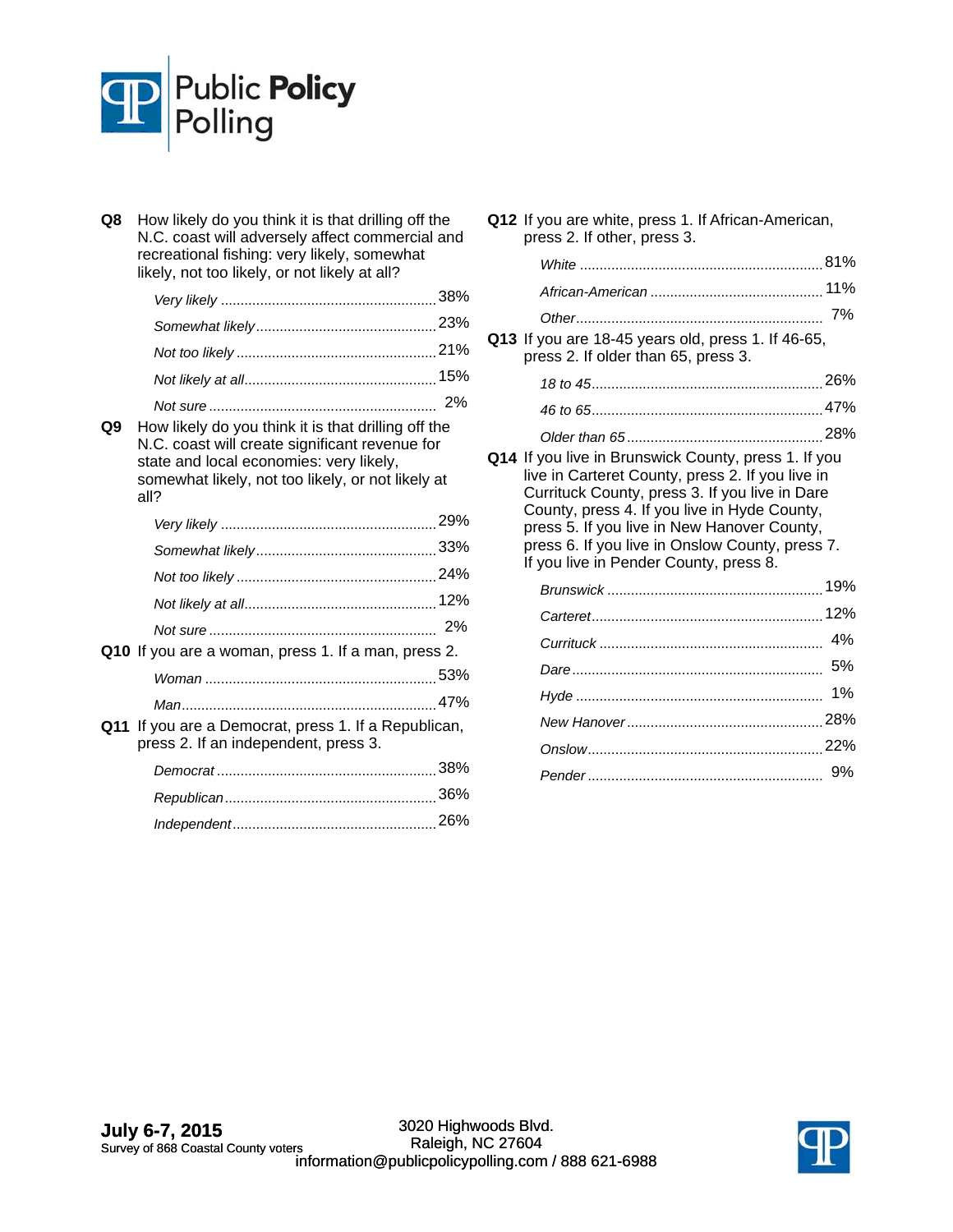**Q8** How likely do you think it is that drilling off the N.C. coast will adversely affect commercial and recreational fishing: very likely, somewhat likely, not too likely, or not likely at all?

| | |
|---|---|
| *Very likely* | 38% |
| *Somewhat likely* | 23% |
| *Not too likely* | 21% |
| *Not likely at all* | 15% |
| *Not sure* | 2% |

**Q9** How likely do you think it is that drilling off the N.C. coast will create significant revenue for state and local economies: very likely, somewhat likely, not too likely, or not likely at all?

| | |
|---|---|
| *Very likely* | 29% |
| *Somewhat likely* | 33% |
| *Not too likely* | 24% |
| *Not likely at all* | 12% |
| *Not sure* | 2% |

**Q10** If you are a woman, press 1. If a man, press 2.

| | |
|---|---|
| *Woman* | 53% |
| *Man* | 47% |

**Q11** If you are a Democrat, press 1. If a Republican, press 2. If an independent, press 3.

| | |
|---|---|
| *Democrat* | 38% |
| *Republican* | 36% |
| *Independent* | 26% |

**Q12** If you are white, press 1. If African-American, press 2. If other, press 3.

| | |
|---|---|
| *White* | 81% |
| *African-American* | 11% |
| *Other* | 7% |

**Q13** If you are 18-45 years old, press 1. If 46-65, press 2. If older than 65, press 3.

| | |
|---|---|
| *18 to 45* | 26% |
| *46 to 65* | 47% |
| *Older than 65* | 28% |

**Q14** If you live in Brunswick County, press 1. If you live in Carteret County, press 2. If you live in Currituck County, press 3. If you live in Dare County, press 4. If you live in Hyde County, press 5. If you live in New Hanover County, press 6. If you live in Onslow County, press 7. If you live in Pender County, press 8.

| | |
|---|---|
| *Brunswick* | 19% |
| *Carteret* | 12% |
| *Currituck* | 4% |
| *Dare* | 5% |
| *Hyde* | 1% |
| *New Hanover* | 28% |
| *Onslow* | 22% |
| *Pender* | 9% |

**July 6-7, 2015**
Survey of 868 Coastal County voters

3020 Highwoods Blvd.
Raleigh, NC 27604
information@publicpolicypolling.com / 888 621-6988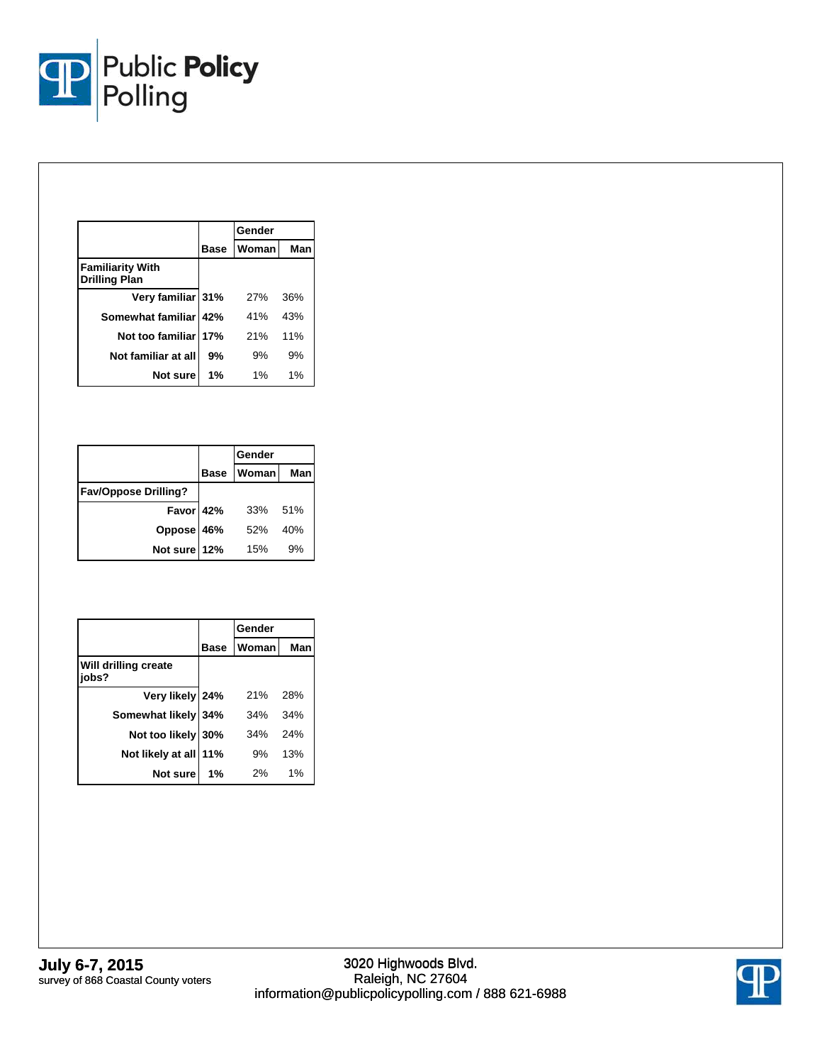| | Base | Gender | |
|---|---|---|---|
| | | Woman | Man |
| **Familiarity With Drilling Plan** | | | |
| Very familiar | 31% | 27% | 36% |
| Somewhat familiar | 42% | 41% | 43% |
| Not too familiar | 17% | 21% | 11% |
| Not familiar at all | 9% | 9% | 9% |
| Not sure | 1% | 1% | 1% |

| | Base | Gender | |
|---|---|---|---|
| | | Woman | Man |
| **Fav/Oppose Drilling?** | | | |
| Favor | 42% | 33% | 51% |
| Oppose | 46% | 52% | 40% |
| Not sure | 12% | 15% | 9% |

| | Base | Gender | |
|---|---|---|---|
| | | Woman | Man |
| **Will drilling create jobs?** | | | |
| Very likely | 24% | 21% | 28% |
| Somewhat likely | 34% | 34% | 34% |
| Not too likely | 30% | 34% | 24% |
| Not likely at all | 11% | 9% | 13% |
| Not sure | 1% | 2% | 1% |

**July 6-7, 2015**
survey of 868 Coastal County voters

3020 Highwoods Blvd.
Raleigh, NC 27604
information@publicpolicypolling.com / 888 621-6988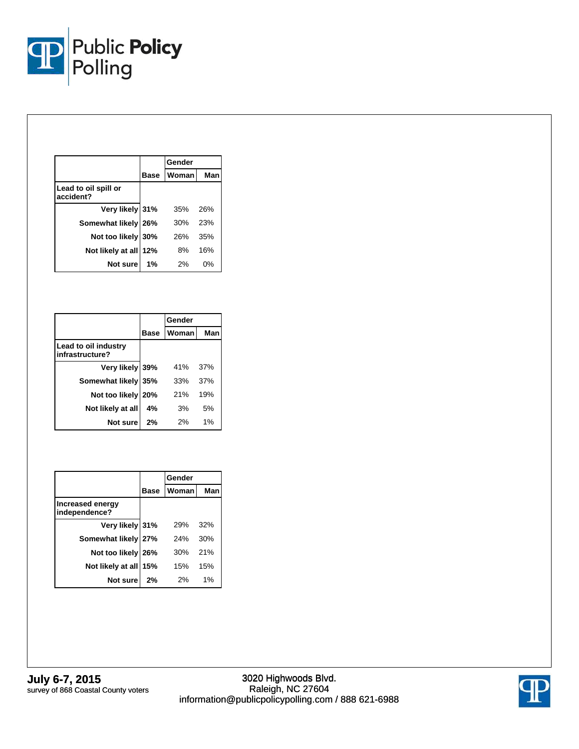| | Base | Gender | |
|---|---|---|---|
| | | Woman | Man |
| **Lead to oil spill or accident?** | | | |
| Very likely | **31%** | 35% | 26% |
| Somewhat likely | **26%** | 30% | 23% |
| Not too likely | **30%** | 26% | 35% |
| Not likely at all | **12%** | 8% | 16% |
| Not sure | **1%** | 2% | 0% |

| | Base | Gender | |
|---|---|---|---|
| | | Woman | Man |
| **Lead to oil industry infrastructure?** | | | |
| Very likely | **39%** | 41% | 37% |
| Somewhat likely | **35%** | 33% | 37% |
| Not too likely | **20%** | 21% | 19% |
| Not likely at all | **4%** | 3% | 5% |
| Not sure | **2%** | 2% | 1% |

| | Base | Gender | |
|---|---|---|---|
| | | Woman | Man |
| **Increased energy independence?** | | | |
| Very likely | **31%** | 29% | 32% |
| Somewhat likely | **27%** | 24% | 30% |
| Not too likely | **26%** | 30% | 21% |
| Not likely at all | **15%** | 15% | 15% |
| Not sure | **2%** | 2% | 1% |

**July 6-7, 2015**
survey of 868 Coastal County voters

3020 Highwoods Blvd.
Raleigh, NC 27604
information@publicpolicypolling.com / 888 621-6988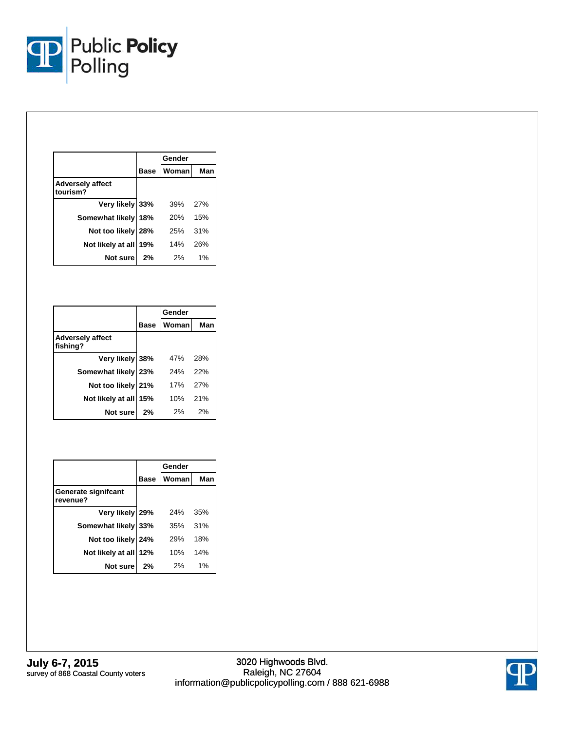| | Base | Gender | |
|---|---|---|---|
| | | Woman | Man |
| **Adversely affect tourism?** | | | |
| Very likely | 33% | 39% | 27% |
| Somewhat likely | 18% | 20% | 15% |
| Not too likely | 28% | 25% | 31% |
| Not likely at all | 19% | 14% | 26% |
| Not sure | 2% | 2% | 1% |

| | Base | Gender | |
|---|---|---|---|
| | | Woman | Man |
| **Adversely affect fishing?** | | | |
| Very likely | 38% | 47% | 28% |
| Somewhat likely | 23% | 24% | 22% |
| Not too likely | 21% | 17% | 27% |
| Not likely at all | 15% | 10% | 21% |
| Not sure | 2% | 2% | 2% |

| | Base | Gender | |
|---|---|---|---|
| | | Woman | Man |
| **Generate signifcant revenue?** | | | |
| Very likely | 29% | 24% | 35% |
| Somewhat likely | 33% | 35% | 31% |
| Not too likely | 24% | 29% | 18% |
| Not likely at all | 12% | 10% | 14% |
| Not sure | 2% | 2% | 1% |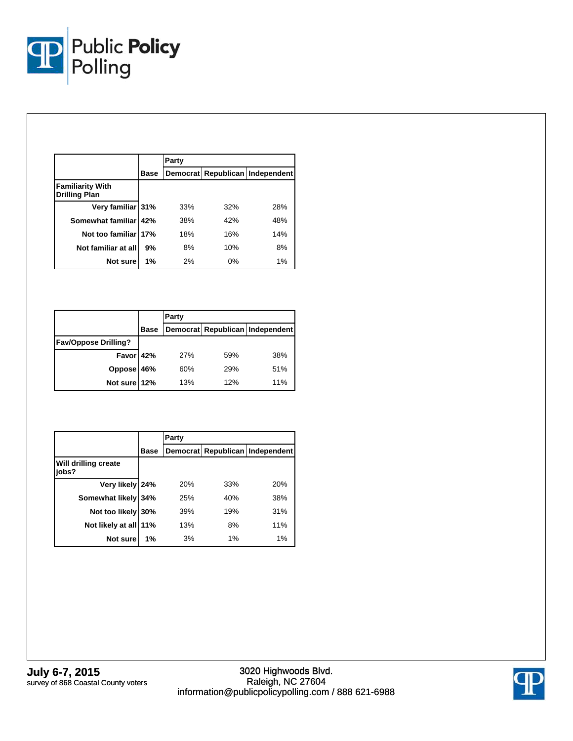| | Base | Party | | |
|---|---|---|---|---|
| | | Democrat | Republican | Independent |
| **Familiarity With Drilling Plan** | | | | |
| Very familiar | 31% | 33% | 32% | 28% |
| Somewhat familiar | 42% | 38% | 42% | 48% |
| Not too familiar | 17% | 18% | 16% | 14% |
| Not familiar at all | 9% | 8% | 10% | 8% |
| Not sure | 1% | 2% | 0% | 1% |

| | Base | Party | | |
|---|---|---|---|---|
| | | Democrat | Republican | Independent |
| **Fav/Oppose Drilling?** | | | | |
| Favor | 42% | 27% | 59% | 38% |
| Oppose | 46% | 60% | 29% | 51% |
| Not sure | 12% | 13% | 12% | 11% |

| | Base | Party | | |
|---|---|---|---|---|
| | | Democrat | Republican | Independent |
| **Will drilling create jobs?** | | | | |
| Very likely | 24% | 20% | 33% | 20% |
| Somewhat likely | 34% | 25% | 40% | 38% |
| Not too likely | 30% | 39% | 19% | 31% |
| Not likely at all | 11% | 13% | 8% | 11% |
| Not sure | 1% | 3% | 1% | 1% |

**July 6-7, 2015**
survey of 868 Coastal County voters

3020 Highwoods Blvd.
Raleigh, NC 27604
information@publicpolicypolling.com / 888 621-6988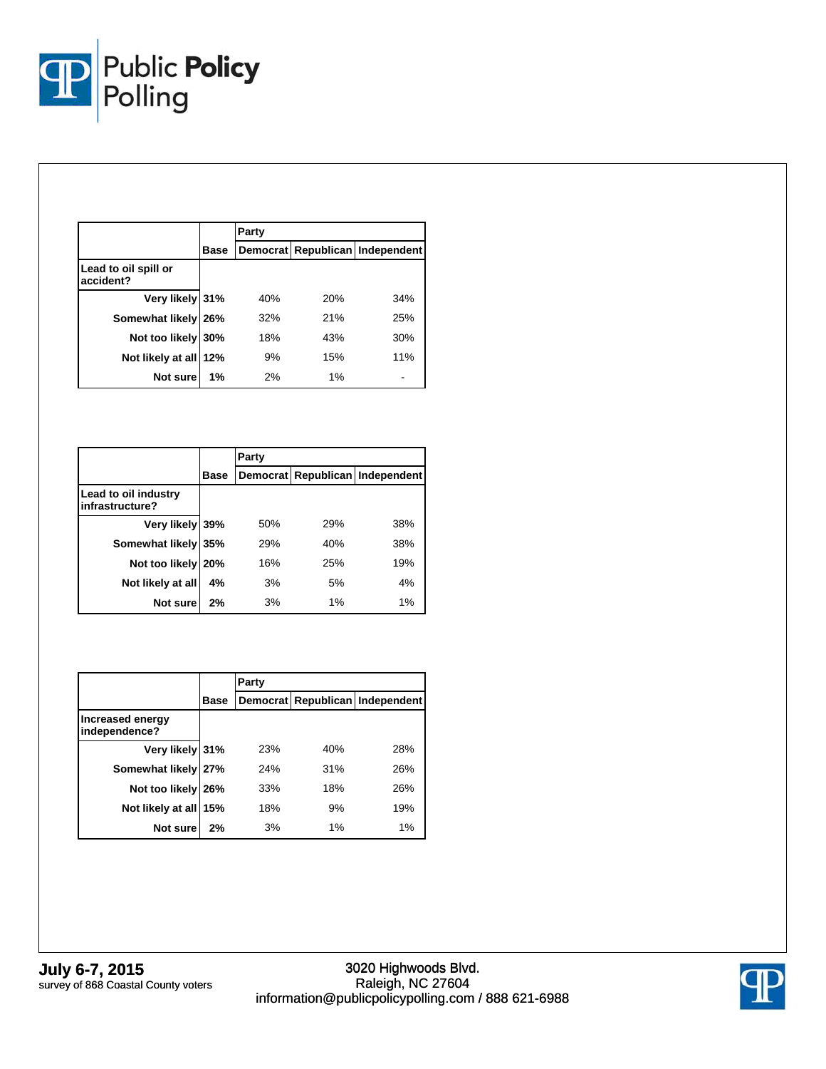| | Base | Party | | |
|---|---|---|---|---|
| | | Democrat | Republican | Independent |
| **Lead to oil spill or accident?** | | | | |
| Very likely | 31% | 40% | 20% | 34% |
| Somewhat likely | 26% | 32% | 21% | 25% |
| Not too likely | 30% | 18% | 43% | 30% |
| Not likely at all | 12% | 9% | 15% | 11% |
| Not sure | 1% | 2% | 1% | - |

| | Base | Party | | |
|---|---|---|---|---|
| | | Democrat | Republican | Independent |
| **Lead to oil industry infrastructure?** | | | | |
| Very likely | 39% | 50% | 29% | 38% |
| Somewhat likely | 35% | 29% | 40% | 38% |
| Not too likely | 20% | 16% | 25% | 19% |
| Not likely at all | 4% | 3% | 5% | 4% |
| Not sure | 2% | 3% | 1% | 1% |

| | Base | Party | | |
|---|---|---|---|---|
| | | Democrat | Republican | Independent |
| **Increased energy independence?** | | | | |
| Very likely | 31% | 23% | 40% | 28% |
| Somewhat likely | 27% | 24% | 31% | 26% |
| Not too likely | 26% | 33% | 18% | 26% |
| Not likely at all | 15% | 18% | 9% | 19% |
| Not sure | 2% | 3% | 1% | 1% |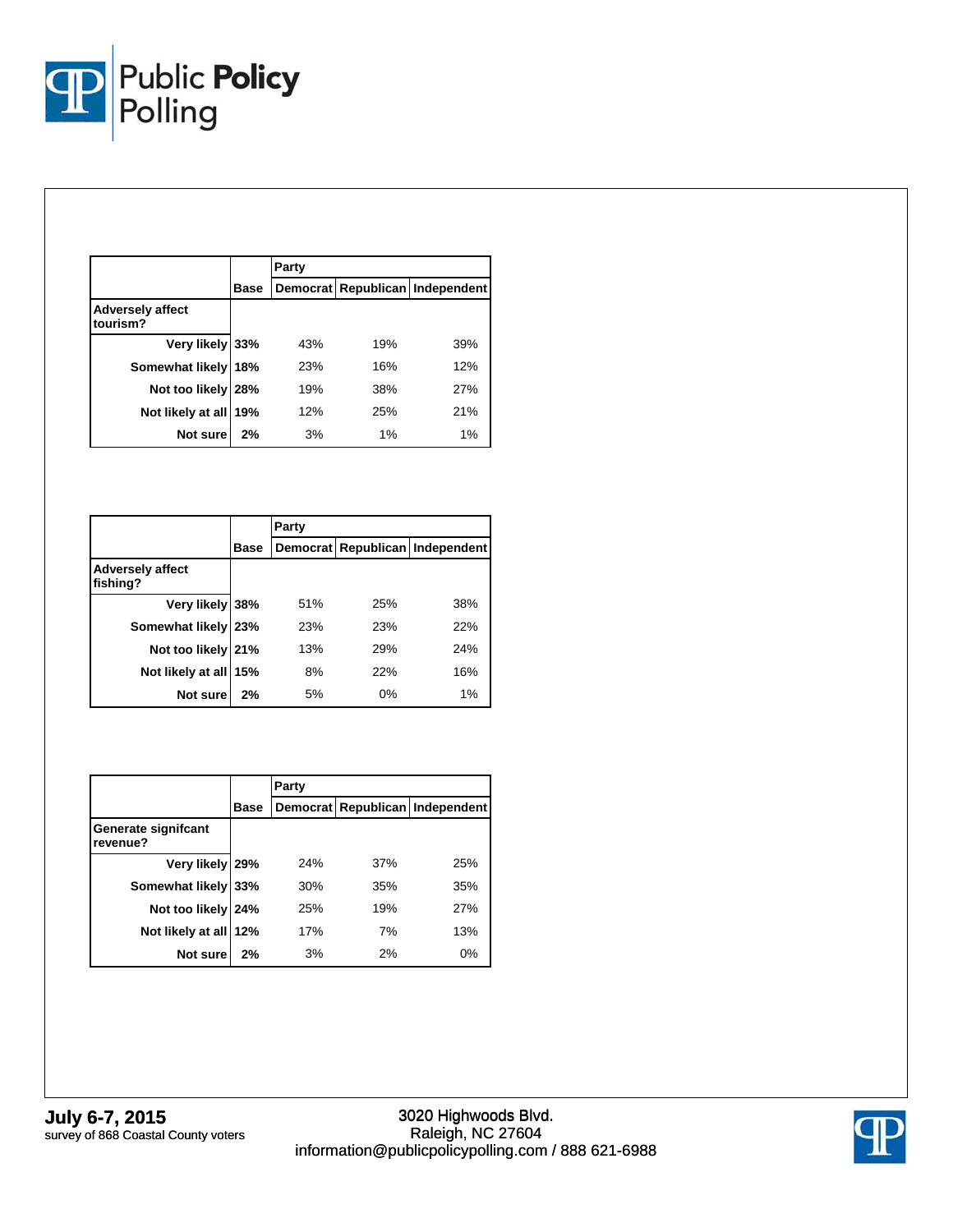| | Base | Party | | |
|---|---|---|---|---|
| | | Democrat | Republican | Independent |
| **Adversely affect tourism?** | | | | |
| Very likely | 33% | 43% | 19% | 39% |
| Somewhat likely | 18% | 23% | 16% | 12% |
| Not too likely | 28% | 19% | 38% | 27% |
| Not likely at all | 19% | 12% | 25% | 21% |
| Not sure | 2% | 3% | 1% | 1% |

| | Base | Party | | |
|---|---|---|---|---|
| | | Democrat | Republican | Independent |
| **Adversely affect fishing?** | | | | |
| Very likely | 38% | 51% | 25% | 38% |
| Somewhat likely | 23% | 23% | 23% | 22% |
| Not too likely | 21% | 13% | 29% | 24% |
| Not likely at all | 15% | 8% | 22% | 16% |
| Not sure | 2% | 5% | 0% | 1% |

| | Base | Party | | |
|---|---|---|---|---|
| | | Democrat | Republican | Independent |
| **Generate signifcant revenue?** | | | | |
| Very likely | 29% | 24% | 37% | 25% |
| Somewhat likely | 33% | 30% | 35% | 35% |
| Not too likely | 24% | 25% | 19% | 27% |
| Not likely at all | 12% | 17% | 7% | 13% |
| Not sure | 2% | 3% | 2% | 0% |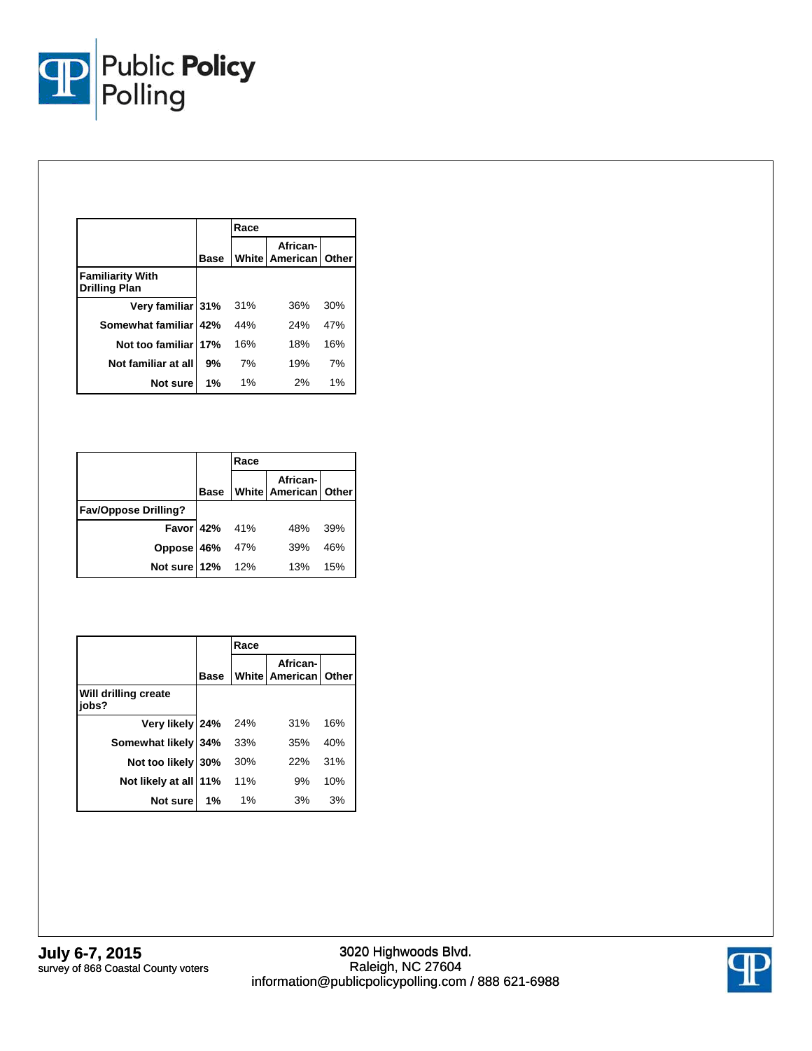| | Base | Race | | |
|---|---|---|---|---|
| | | White | African-American | Other |
| **Familiarity With Drilling Plan** | | | | |
| Very familiar | 31% | 31% | 36% | 30% |
| Somewhat familiar | 42% | 44% | 24% | 47% |
| Not too familiar | 17% | 16% | 18% | 16% |
| Not familiar at all | 9% | 7% | 19% | 7% |
| Not sure | 1% | 1% | 2% | 1% |

| | Base | Race | | |
|---|---|---|---|---|
| | | White | African-American | Other |
| **Fav/Oppose Drilling?** | | | | |
| Favor | 42% | 41% | 48% | 39% |
| Oppose | 46% | 47% | 39% | 46% |
| Not sure | 12% | 12% | 13% | 15% |

| | Base | Race | | |
|---|---|---|---|---|
| | | White | African-American | Other |
| **Will drilling create jobs?** | | | | |
| Very likely | 24% | 24% | 31% | 16% |
| Somewhat likely | 34% | 33% | 35% | 40% |
| Not too likely | 30% | 30% | 22% | 31% |
| Not likely at all | 11% | 11% | 9% | 10% |
| Not sure | 1% | 1% | 3% | 3% |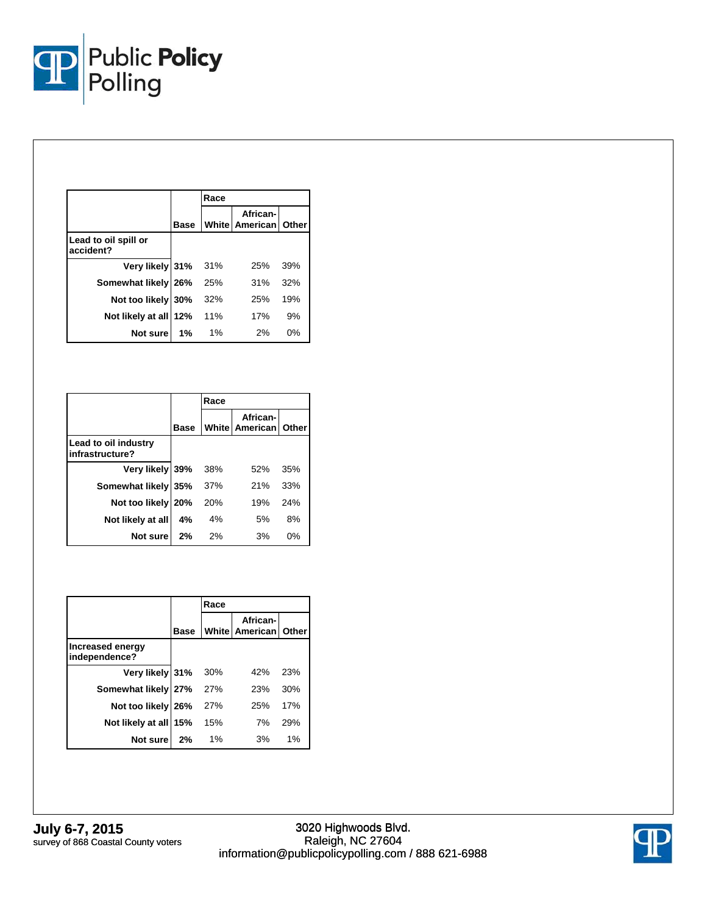| | Base | Race | | |
|---|---|---|---|---|
| | | White | African-American | Other |
| **Lead to oil spill or accident?** | | | | |
| Very likely | 31% | 31% | 25% | 39% |
| Somewhat likely | 26% | 25% | 31% | 32% |
| Not too likely | 30% | 32% | 25% | 19% |
| Not likely at all | 12% | 11% | 17% | 9% |
| Not sure | 1% | 1% | 2% | 0% |

| | Base | Race | | |
|---|---|---|---|---|
| | | White | African-American | Other |
| **Lead to oil industry infrastructure?** | | | | |
| Very likely | 39% | 38% | 52% | 35% |
| Somewhat likely | 35% | 37% | 21% | 33% |
| Not too likely | 20% | 20% | 19% | 24% |
| Not likely at all | 4% | 4% | 5% | 8% |
| Not sure | 2% | 2% | 3% | 0% |

| | Base | Race | | |
|---|---|---|---|---|
| | | White | African-American | Other |
| **Increased energy independence?** | | | | |
| Very likely | 31% | 30% | 42% | 23% |
| Somewhat likely | 27% | 27% | 23% | 30% |
| Not too likely | 26% | 27% | 25% | 17% |
| Not likely at all | 15% | 15% | 7% | 29% |
| Not sure | 2% | 1% | 3% | 1% |

**July 6-7, 2015**
survey of 868 Coastal County voters

3020 Highwoods Blvd.
Raleigh, NC 27604
information@publicpolicypolling.com / 888 621-6988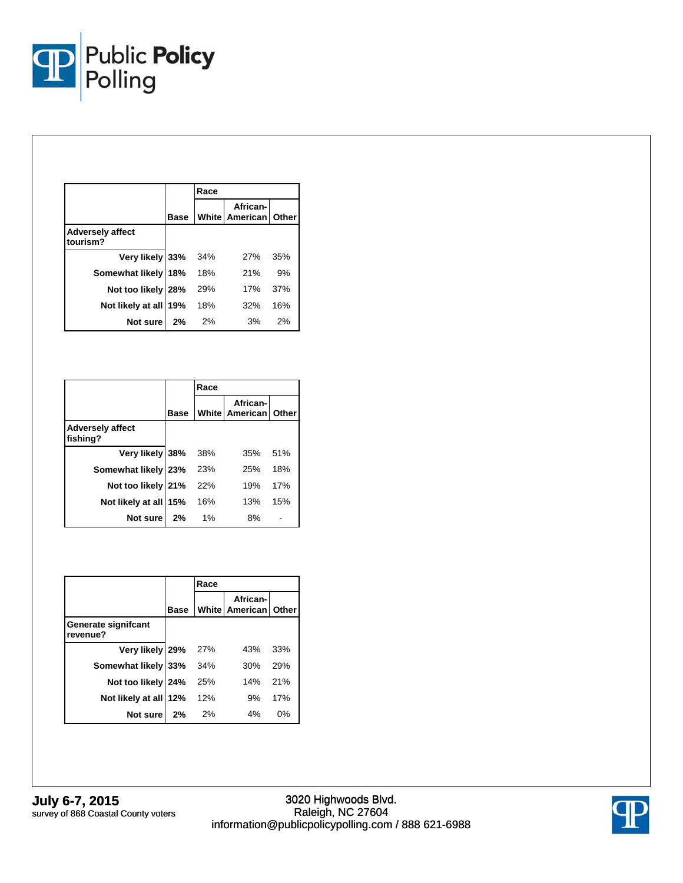| | Base | Race | | |
|---|---|---|---|---|
| | | White | African-American | Other |
| **Adversely affect tourism?** | | | | |
| Very likely | 33% | 34% | 27% | 35% |
| Somewhat likely | 18% | 18% | 21% | 9% |
| Not too likely | 28% | 29% | 17% | 37% |
| Not likely at all | 19% | 18% | 32% | 16% |
| Not sure | 2% | 2% | 3% | 2% |

| | Base | Race | | |
|---|---|---|---|---|
| | | White | African-American | Other |
| **Adversely affect fishing?** | | | | |
| Very likely | 38% | 38% | 35% | 51% |
| Somewhat likely | 23% | 23% | 25% | 18% |
| Not too likely | 21% | 22% | 19% | 17% |
| Not likely at all | 15% | 16% | 13% | 15% |
| Not sure | 2% | 1% | 8% | - |

| | Base | Race | | |
|---|---|---|---|---|
| | | White | African-American | Other |
| **Generate signifcant revenue?** | | | | |
| Very likely | 29% | 27% | 43% | 33% |
| Somewhat likely | 33% | 34% | 30% | 29% |
| Not too likely | 24% | 25% | 14% | 21% |
| Not likely at all | 12% | 12% | 9% | 17% |
| Not sure | 2% | 2% | 4% | 0% |

**July 6-7, 2015**
survey of 868 Coastal County voters

3020 Highwoods Blvd.
Raleigh, NC 27604
information@publicpolicypolling.com / 888 621-6988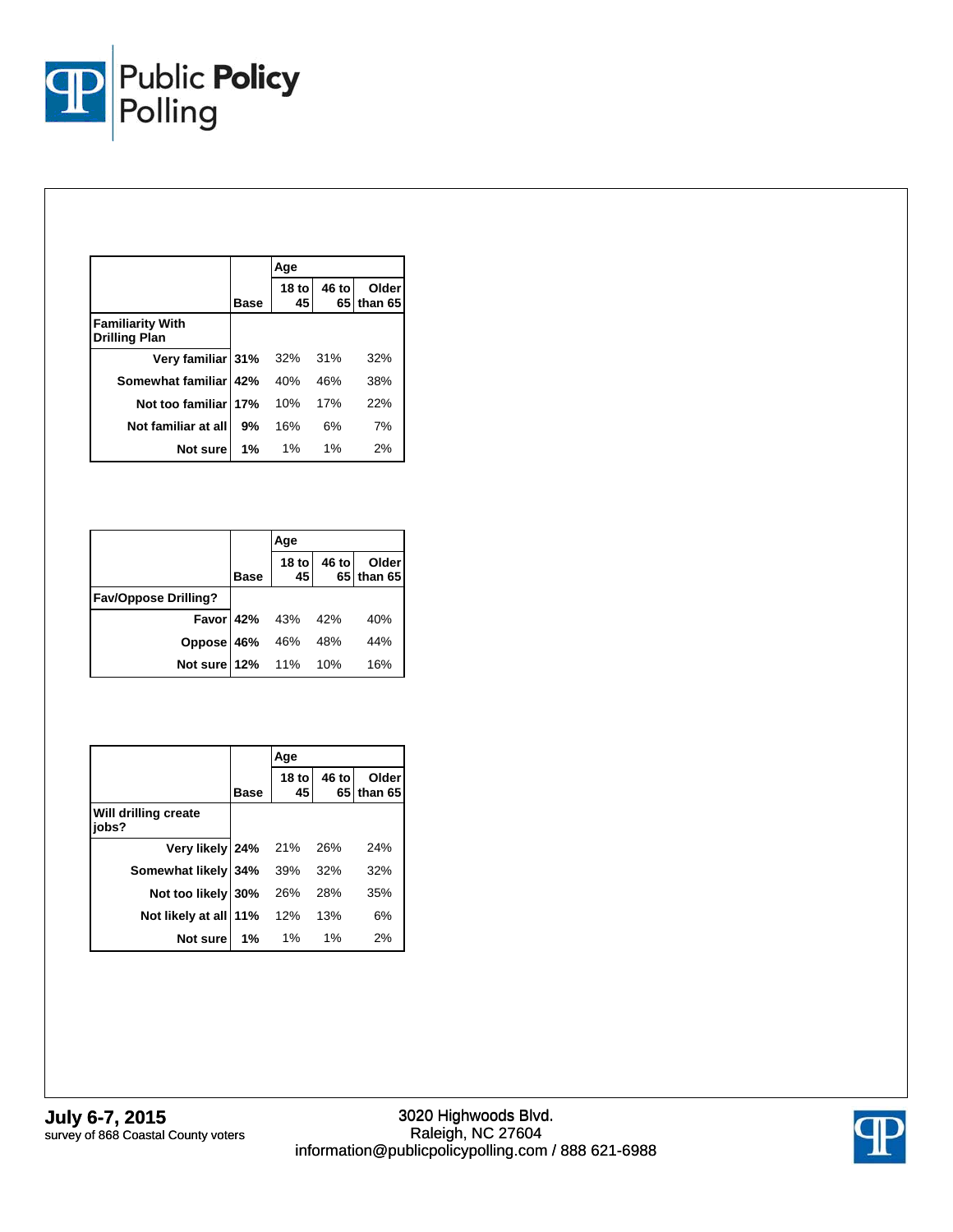| | Base | Age | | |
|---|---|---|---|---|
| | | 18 to 45 | 46 to 65 | Older than 65 |
| **Familiarity With Drilling Plan** | | | | |
| Very familiar | 31% | 32% | 31% | 32% |
| Somewhat familiar | 42% | 40% | 46% | 38% |
| Not too familiar | 17% | 10% | 17% | 22% |
| Not familiar at all | 9% | 16% | 6% | 7% |
| Not sure | 1% | 1% | 1% | 2% |

| | Base | Age | | |
|---|---|---|---|---|
| | | 18 to 45 | 46 to 65 | Older than 65 |
| **Fav/Oppose Drilling?** | | | | |
| Favor | 42% | 43% | 42% | 40% |
| Oppose | 46% | 46% | 48% | 44% |
| Not sure | 12% | 11% | 10% | 16% |

| | Base | Age | | |
|---|---|---|---|---|
| | | 18 to 45 | 46 to 65 | Older than 65 |
| **Will drilling create jobs?** | | | | |
| Very likely | 24% | 21% | 26% | 24% |
| Somewhat likely | 34% | 39% | 32% | 32% |
| Not too likely | 30% | 26% | 28% | 35% |
| Not likely at all | 11% | 12% | 13% | 6% |
| Not sure | 1% | 1% | 1% | 2% |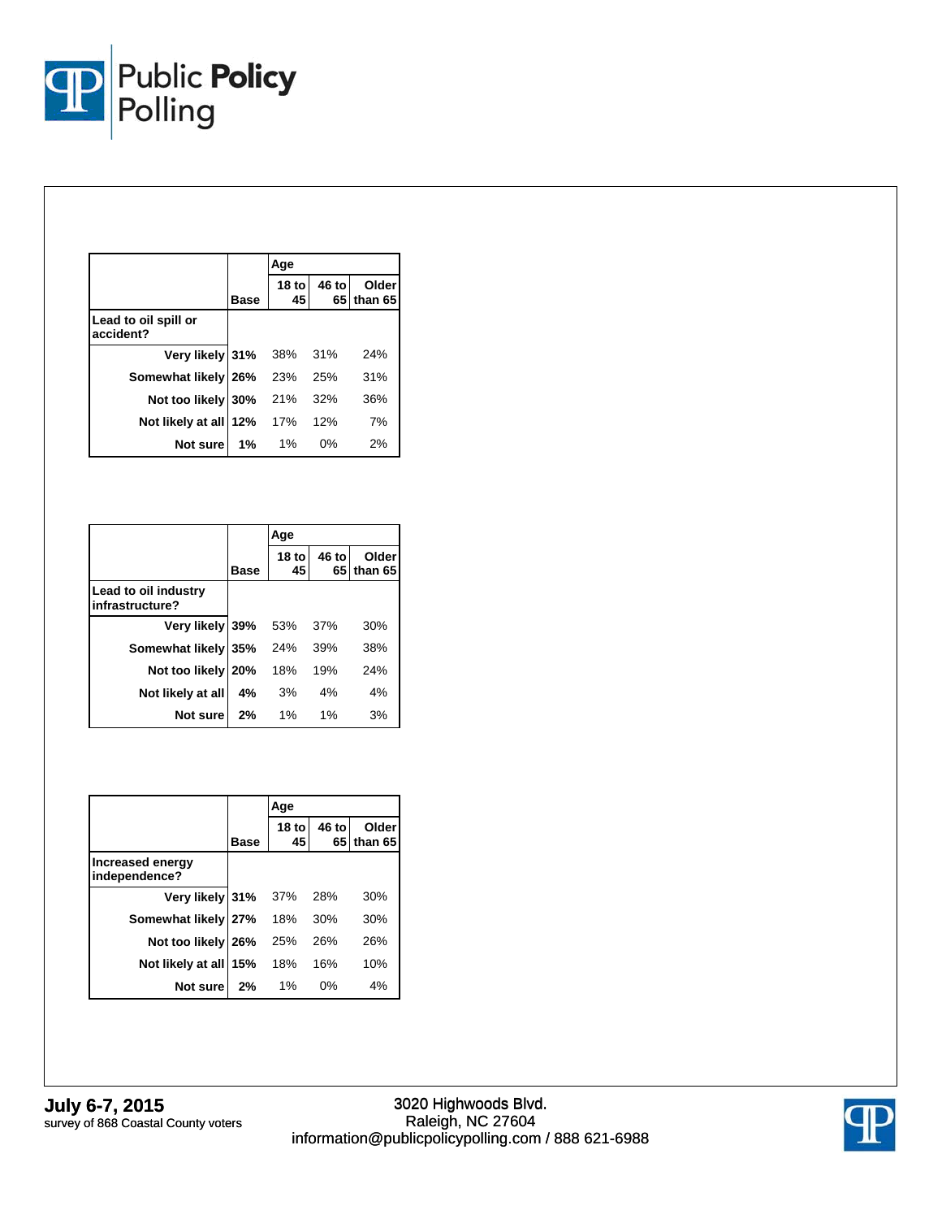| | Base | Age | | |
|---|---|---|---|---|
| | | 18 to 45 | 46 to 65 | Older than 65 |
| **Lead to oil spill or accident?** | | | | |
| Very likely | 31% | 38% | 31% | 24% |
| Somewhat likely | 26% | 23% | 25% | 31% |
| Not too likely | 30% | 21% | 32% | 36% |
| Not likely at all | 12% | 17% | 12% | 7% |
| Not sure | 1% | 1% | 0% | 2% |

| | Base | Age | | |
|---|---|---|---|---|
| | | 18 to 45 | 46 to 65 | Older than 65 |
| **Lead to oil industry infrastructure?** | | | | |
| Very likely | 39% | 53% | 37% | 30% |
| Somewhat likely | 35% | 24% | 39% | 38% |
| Not too likely | 20% | 18% | 19% | 24% |
| Not likely at all | 4% | 3% | 4% | 4% |
| Not sure | 2% | 1% | 1% | 3% |

| | Base | Age | | |
|---|---|---|---|---|
| | | 18 to 45 | 46 to 65 | Older than 65 |
| **Increased energy independence?** | | | | |
| Very likely | 31% | 37% | 28% | 30% |
| Somewhat likely | 27% | 18% | 30% | 30% |
| Not too likely | 26% | 25% | 26% | 26% |
| Not likely at all | 15% | 18% | 16% | 10% |
| Not sure | 2% | 1% | 0% | 4% |

**July 6-7, 2015**
survey of 868 Coastal County voters

3020 Highwoods Blvd.
Raleigh, NC 27604
information@publicpolicypolling.com / 888 621-6988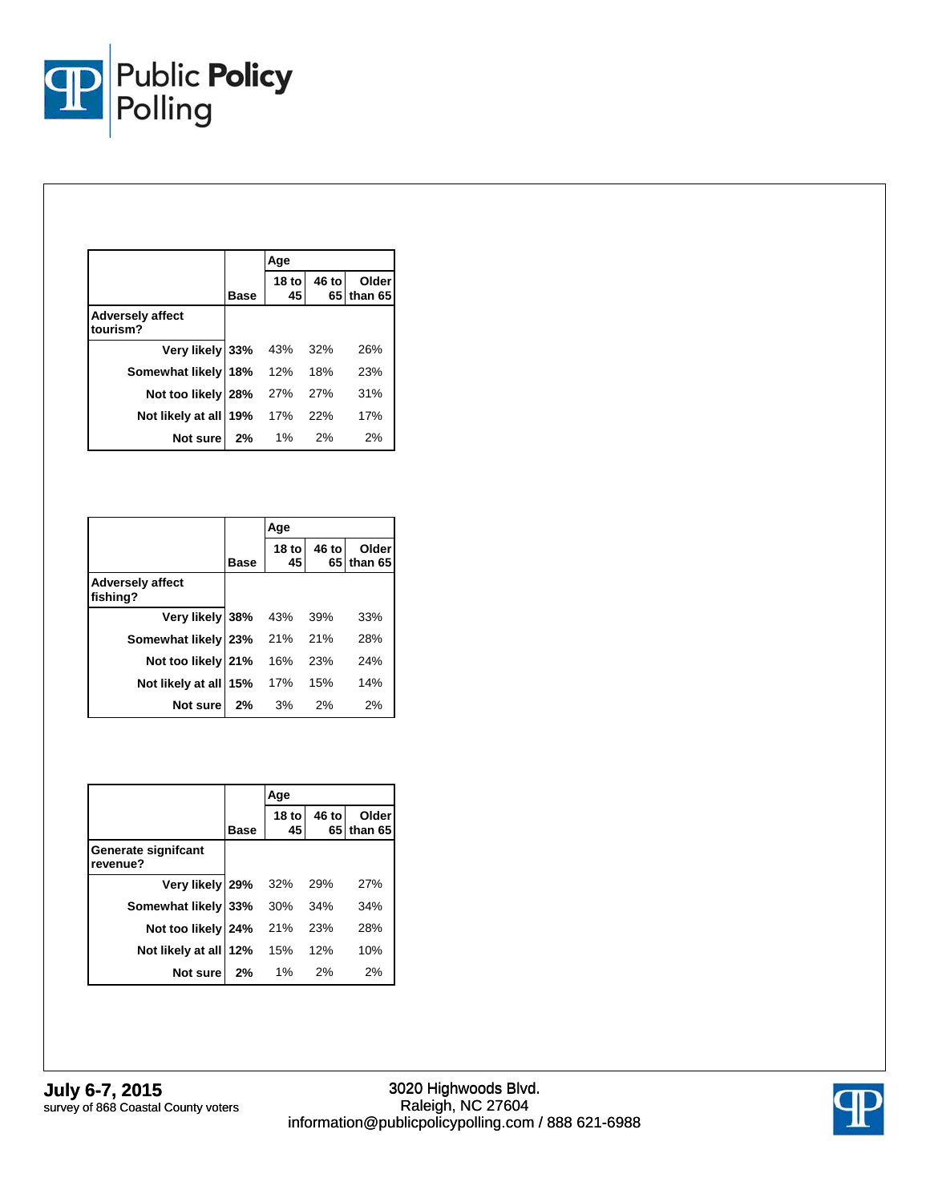| Adversely affect tourism? | Base | Age: 18 to 45 | Age: 46 to 65 | Age: Older than 65 |
|---|---|---|---|---|
| Very likely | 33% | 43% | 32% | 26% |
| Somewhat likely | 18% | 12% | 18% | 23% |
| Not too likely | 28% | 27% | 27% | 31% |
| Not likely at all | 19% | 17% | 22% | 17% |
| Not sure | 2% | 1% | 2% | 2% |

| Adversely affect fishing? | Base | Age: 18 to 45 | Age: 46 to 65 | Age: Older than 65 |
|---|---|---|---|---|
| Very likely | 38% | 43% | 39% | 33% |
| Somewhat likely | 23% | 21% | 21% | 28% |
| Not too likely | 21% | 16% | 23% | 24% |
| Not likely at all | 15% | 17% | 15% | 14% |
| Not sure | 2% | 3% | 2% | 2% |

| Generate signifcant revenue? | Base | Age: 18 to 45 | Age: 46 to 65 | Age: Older than 65 |
|---|---|---|---|---|
| Very likely | 29% | 32% | 29% | 27% |
| Somewhat likely | 33% | 30% | 34% | 34% |
| Not too likely | 24% | 21% | 23% | 28% |
| Not likely at all | 12% | 15% | 12% | 10% |
| Not sure | 2% | 1% | 2% | 2% |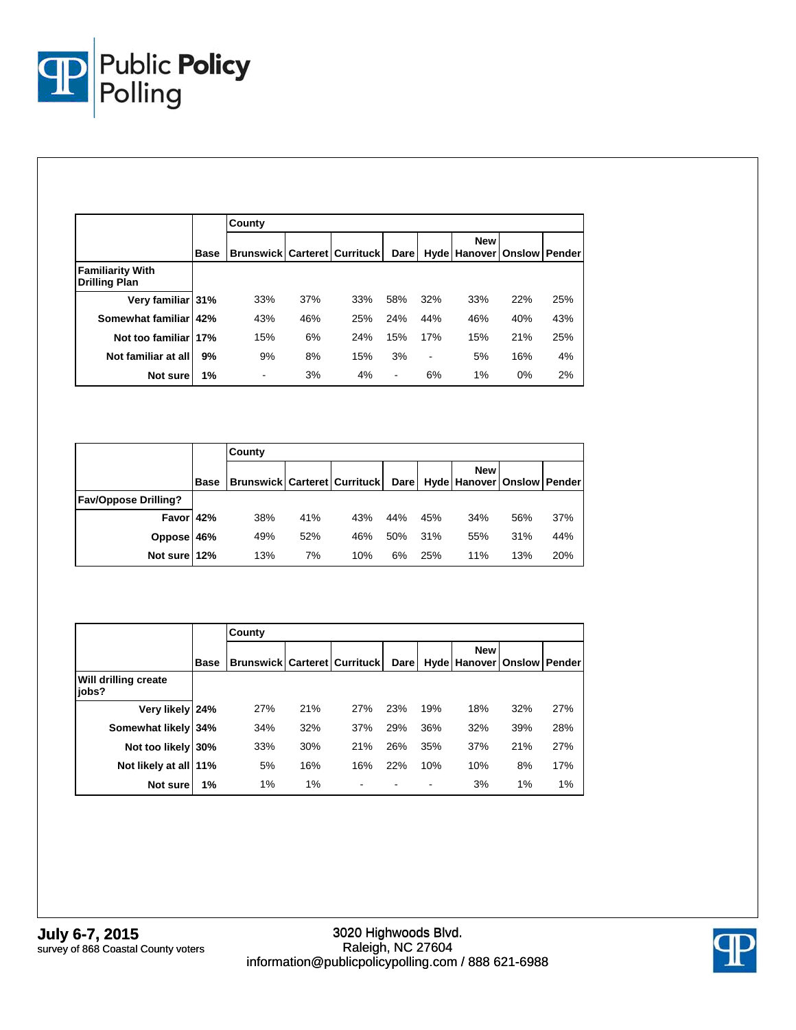| | Base | County | | | | | | | |
|---|---|---|---|---|---|---|---|---|---|
| | | Brunswick | Carteret | Currituck | Dare | Hyde | New Hanover | Onslow | Pender |
| **Familiarity With Drilling Plan** | | | | | | | | | |
| Very familiar | 31% | 33% | 37% | 33% | 58% | 32% | 33% | 22% | 25% |
| Somewhat familiar | 42% | 43% | 46% | 25% | 24% | 44% | 46% | 40% | 43% |
| Not too familiar | 17% | 15% | 6% | 24% | 15% | 17% | 15% | 21% | 25% |
| Not familiar at all | 9% | 9% | 8% | 15% | 3% | - | 5% | 16% | 4% |
| Not sure | 1% | - | 3% | 4% | - | 6% | 1% | 0% | 2% |

| | Base | County | | | | | | | |
|---|---|---|---|---|---|---|---|---|---|
| | | Brunswick | Carteret | Currituck | Dare | Hyde | New Hanover | Onslow | Pender |
| **Fav/Oppose Drilling?** | | | | | | | | | |
| Favor | 42% | 38% | 41% | 43% | 44% | 45% | 34% | 56% | 37% |
| Oppose | 46% | 49% | 52% | 46% | 50% | 31% | 55% | 31% | 44% |
| Not sure | 12% | 13% | 7% | 10% | 6% | 25% | 11% | 13% | 20% |

| | Base | County | | | | | | | |
|---|---|---|---|---|---|---|---|---|---|
| | | Brunswick | Carteret | Currituck | Dare | Hyde | New Hanover | Onslow | Pender |
| **Will drilling create jobs?** | | | | | | | | | |
| Very likely | 24% | 27% | 21% | 27% | 23% | 19% | 18% | 32% | 27% |
| Somewhat likely | 34% | 34% | 32% | 37% | 29% | 36% | 32% | 39% | 28% |
| Not too likely | 30% | 33% | 30% | 21% | 26% | 35% | 37% | 21% | 27% |
| Not likely at all | 11% | 5% | 16% | 16% | 22% | 10% | 10% | 8% | 17% |
| Not sure | 1% | 1% | 1% | - | - | - | 3% | 1% | 1% |

**July 6-7, 2015**
survey of 868 Coastal County voters

3020 Highwoods Blvd.
Raleigh, NC 27604
information@publicpolicypolling.com / 888 621-6988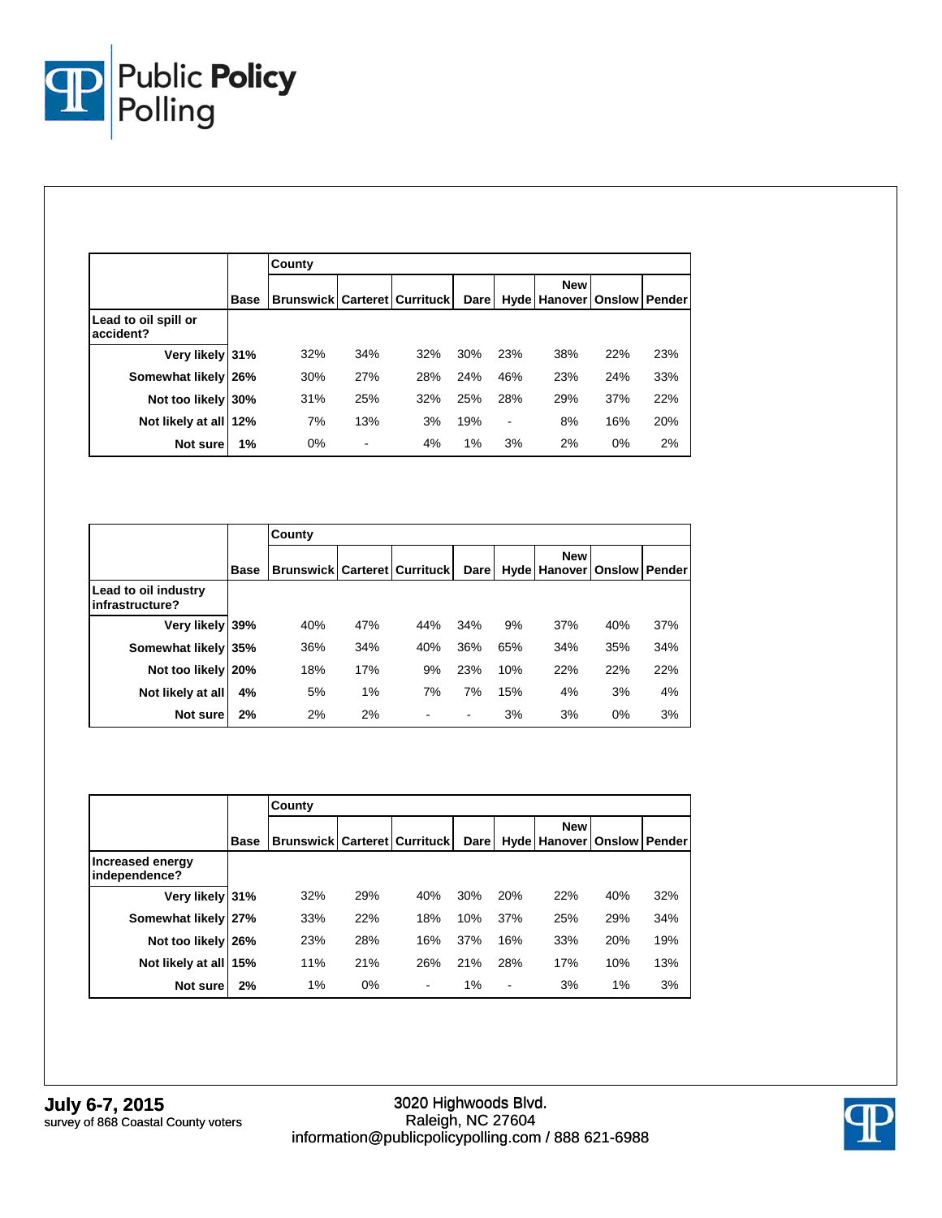| | Base | County | | | | | | | |
|---|---|---|---|---|---|---|---|---|---|
| | | Brunswick | Carteret | Currituck | Dare | Hyde | New Hanover | Onslow | Pender |
| **Lead to oil spill or accident?** | | | | | | | | | |
| Very likely | 31% | 32% | 34% | 32% | 30% | 23% | 38% | 22% | 23% |
| Somewhat likely | 26% | 30% | 27% | 28% | 24% | 46% | 23% | 24% | 33% |
| Not too likely | 30% | 31% | 25% | 32% | 25% | 28% | 29% | 37% | 22% |
| Not likely at all | 12% | 7% | 13% | 3% | 19% | - | 8% | 16% | 20% |
| Not sure | 1% | 0% | - | 4% | 1% | 3% | 2% | 0% | 2% |

| | Base | County | | | | | | | |
|---|---|---|---|---|---|---|---|---|---|
| | | Brunswick | Carteret | Currituck | Dare | Hyde | New Hanover | Onslow | Pender |
| **Lead to oil industry infrastructure?** | | | | | | | | | |
| Very likely | 39% | 40% | 47% | 44% | 34% | 9% | 37% | 40% | 37% |
| Somewhat likely | 35% | 36% | 34% | 40% | 36% | 65% | 34% | 35% | 34% |
| Not too likely | 20% | 18% | 17% | 9% | 23% | 10% | 22% | 22% | 22% |
| Not likely at all | 4% | 5% | 1% | 7% | 7% | 15% | 4% | 3% | 4% |
| Not sure | 2% | 2% | 2% | - | - | 3% | 3% | 0% | 3% |

| | Base | County | | | | | | | |
|---|---|---|---|---|---|---|---|---|---|
| | | Brunswick | Carteret | Currituck | Dare | Hyde | New Hanover | Onslow | Pender |
| **Increased energy independence?** | | | | | | | | | |
| Very likely | 31% | 32% | 29% | 40% | 30% | 20% | 22% | 40% | 32% |
| Somewhat likely | 27% | 33% | 22% | 18% | 10% | 37% | 25% | 29% | 34% |
| Not too likely | 26% | 23% | 28% | 16% | 37% | 16% | 33% | 20% | 19% |
| Not likely at all | 15% | 11% | 21% | 26% | 21% | 28% | 17% | 10% | 13% |
| Not sure | 2% | 1% | 0% | - | 1% | - | 3% | 1% | 3% |

**July 6-7, 2015**
survey of 868 Coastal County voters

3020 Highwoods Blvd.
Raleigh, NC 27604
information@publicpolicypolling.com / 888 621-6988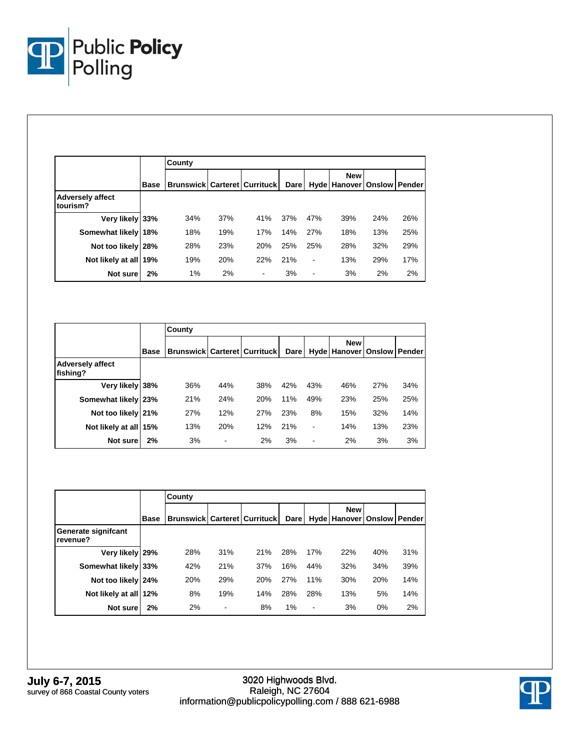| | Base | County | | | | | | | |
|---|---|---|---|---|---|---|---|---|---|
| | | Brunswick | Carteret | Currituck | Dare | Hyde | New Hanover | Onslow | Pender |
| **Adversely affect tourism?** | | | | | | | | | |
| Very likely | 33% | 34% | 37% | 41% | 37% | 47% | 39% | 24% | 26% |
| Somewhat likely | 18% | 18% | 19% | 17% | 14% | 27% | 18% | 13% | 25% |
| Not too likely | 28% | 28% | 23% | 20% | 25% | 25% | 28% | 32% | 29% |
| Not likely at all | 19% | 19% | 20% | 22% | 21% | - | 13% | 29% | 17% |
| Not sure | 2% | 1% | 2% | - | 3% | - | 3% | 2% | 2% |

| | Base | County | | | | | | | |
|---|---|---|---|---|---|---|---|---|---|
| | | Brunswick | Carteret | Currituck | Dare | Hyde | New Hanover | Onslow | Pender |
| **Adversely affect fishing?** | | | | | | | | | |
| Very likely | 38% | 36% | 44% | 38% | 42% | 43% | 46% | 27% | 34% |
| Somewhat likely | 23% | 21% | 24% | 20% | 11% | 49% | 23% | 25% | 25% |
| Not too likely | 21% | 27% | 12% | 27% | 23% | 8% | 15% | 32% | 14% |
| Not likely at all | 15% | 13% | 20% | 12% | 21% | - | 14% | 13% | 23% |
| Not sure | 2% | 3% | - | 2% | 3% | - | 2% | 3% | 3% |

| | Base | County | | | | | | | |
|---|---|---|---|---|---|---|---|---|---|
| | | Brunswick | Carteret | Currituck | Dare | Hyde | New Hanover | Onslow | Pender |
| **Generate signifcant revenue?** | | | | | | | | | |
| Very likely | 29% | 28% | 31% | 21% | 28% | 17% | 22% | 40% | 31% |
| Somewhat likely | 33% | 42% | 21% | 37% | 16% | 44% | 32% | 34% | 39% |
| Not too likely | 24% | 20% | 29% | 20% | 27% | 11% | 30% | 20% | 14% |
| Not likely at all | 12% | 8% | 19% | 14% | 28% | 28% | 13% | 5% | 14% |
| Not sure | 2% | 2% | - | 8% | 1% | - | 3% | 0% | 2% |

**July 6-7, 2015**
survey of 868 Coastal County voters

3020 Highwoods Blvd.
Raleigh, NC 27604
information@publicpolicypolling.com / 888 621-6988